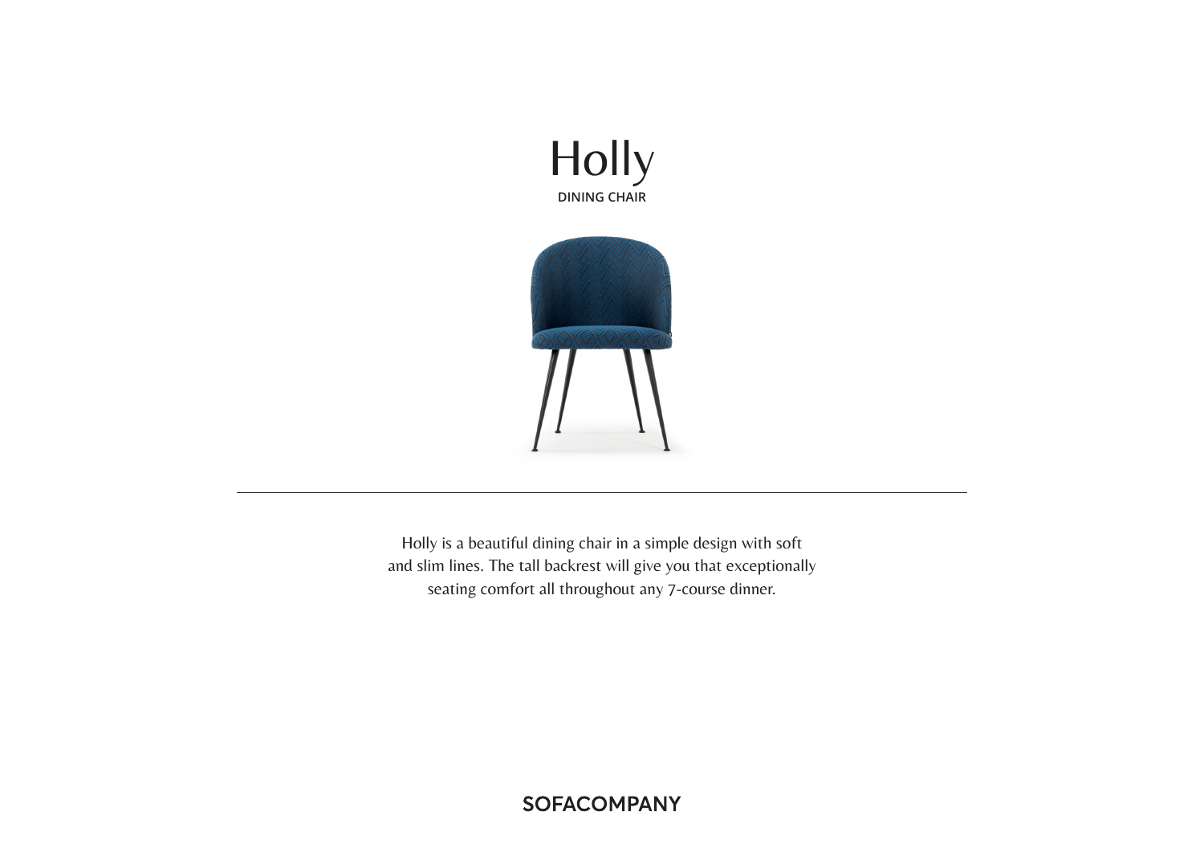# Holly

DINING CHAIR

---

Holly is a beautiful dining chair in a simple design with soft and slim lines. The tall backrest will give you that exceptionally seating comfort all throughout any 7-course dinner.

SOFACOMPANY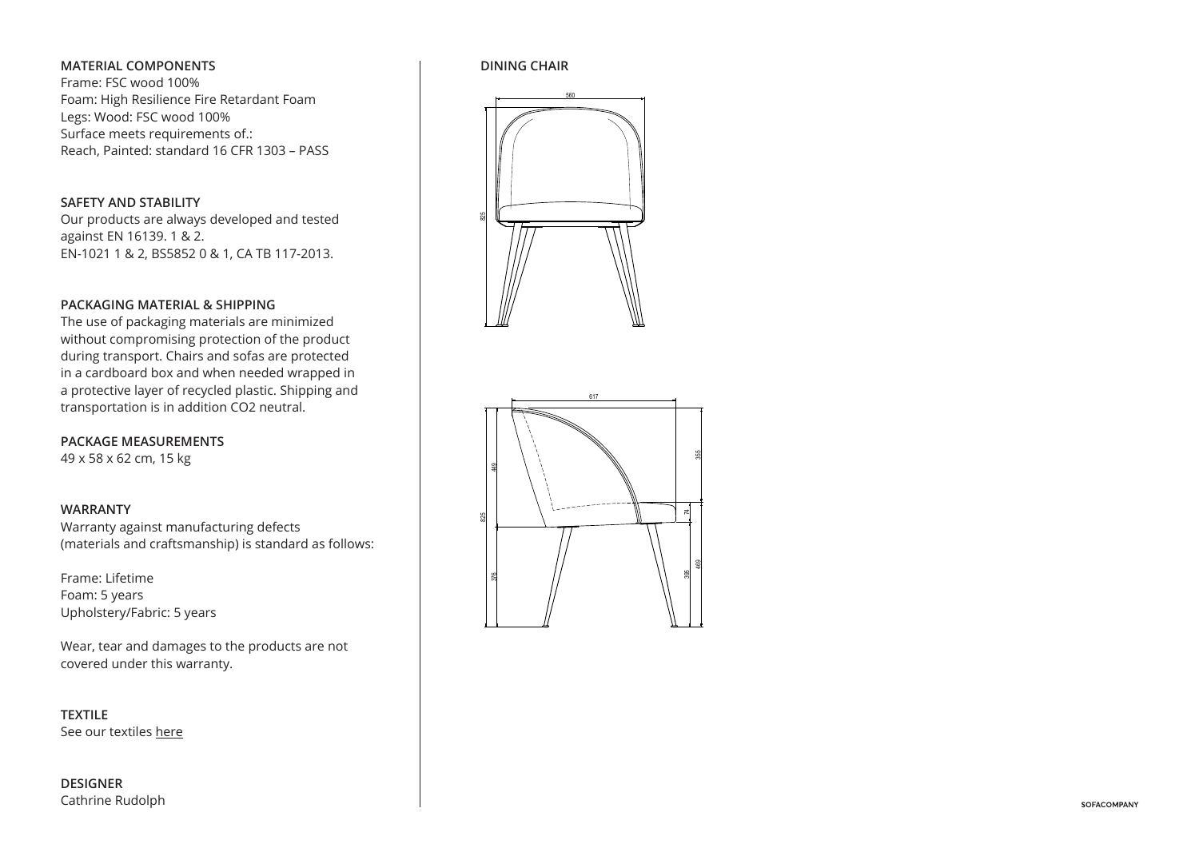**MATERIAL COMPONENTS**
Frame: FSC wood 100%
Foam: High Resilience Fire Retardant Foam
Legs: Wood: FSC wood 100%
Surface meets requirements of.:
Reach, Painted: standard 16 CFR 1303 – PASS

**SAFETY AND STABILITY**
Our products are always developed and tested against EN 16139. 1 & 2.
EN-1021 1 & 2, BS5852 0 & 1, CA TB 117-2013.

**PACKAGING MATERIAL & SHIPPING**
The use of packaging materials are minimized without compromising protection of the product during transport. Chairs and sofas are protected in a cardboard box and when needed wrapped in a protective layer of recycled plastic. Shipping and transportation is in addition CO2 neutral.

**PACKAGE MEASUREMENTS**
49 x 58 x 62 cm, 15 kg

**WARRANTY**
Warranty against manufacturing defects (materials and craftsmanship) is standard as follows:

Frame: Lifetime
Foam: 5 years
Upholstery/Fabric: 5 years

Wear, tear and damages to the products are not covered under this warranty.

**TEXTILE**
See our textiles here

**DESIGNER**
Cathrine Rudolph

**DINING CHAIR**

560
825

617
449
825
376
355
74
395
469